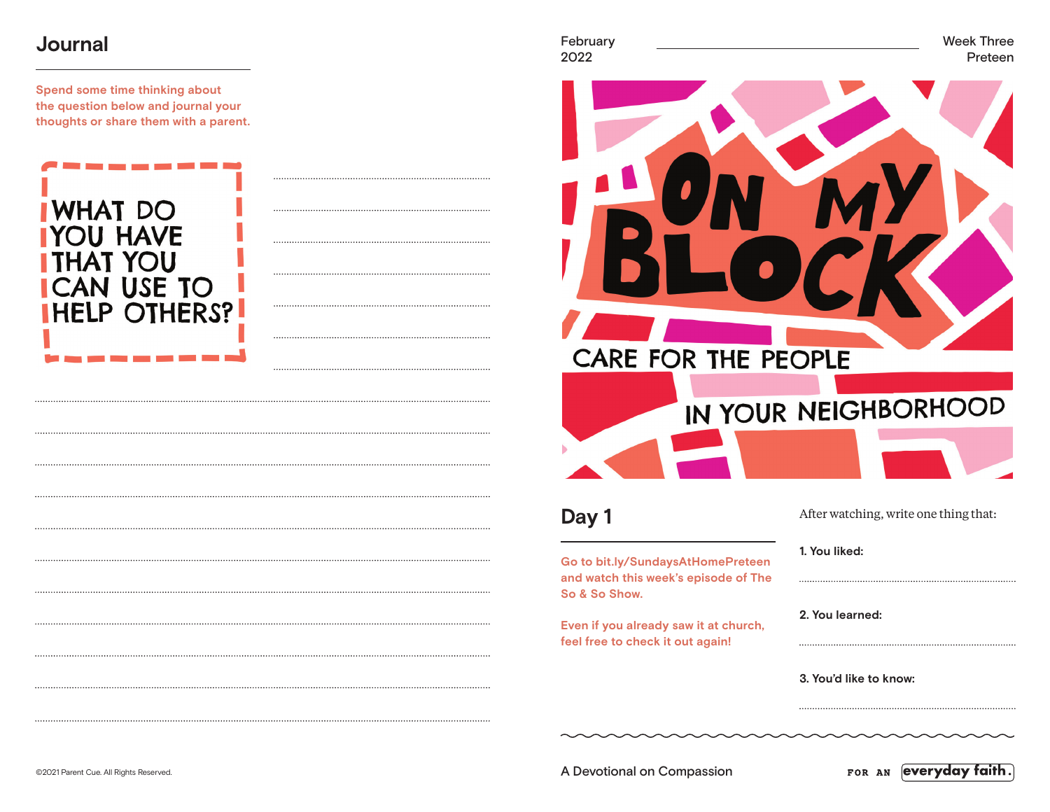## Journal

Spend some time thinking about the question below and journal your thoughts or share them with a parent.

**WHAT DO YOU HAVE THAT YOU CAN USE TO HELP OTHERS?**

©2021 Parent Cue. All Rights Reserved.

February 2022

Week Three
Preteen

# ON MY BLOCK

CARE FOR THE PEOPLE IN YOUR NEIGHBORHOOD

## Day 1

Go to bit.ly/SundaysAtHomePreteen and watch this week's episode of The So & So Show.

Even if you already saw it at church, feel free to check it out again!

After watching, write one thing that:

1. You liked:

2. You learned:

3. You'd like to know:

A Devotional on Compassion

FOR AN everyday faith.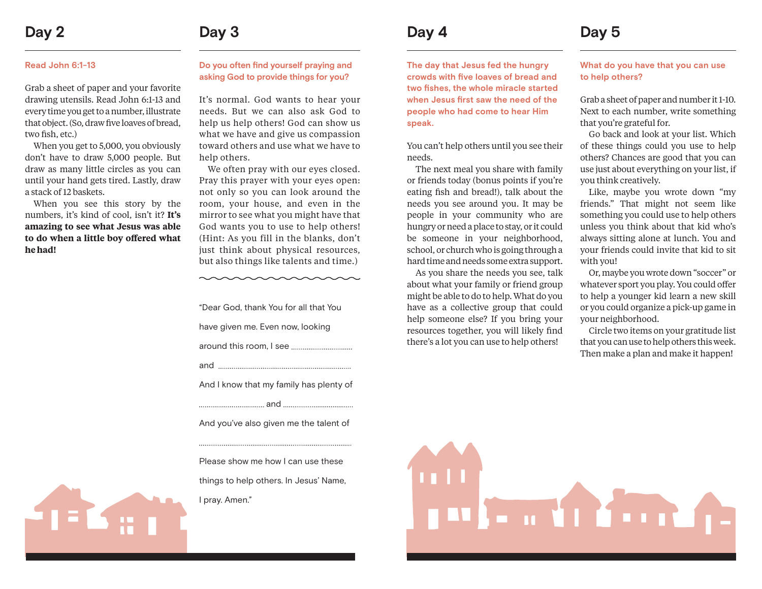## Day 2

**Read John 6:1-13**

Grab a sheet of paper and your favorite drawing utensils. Read John 6:1-13 and every time you get to a number, illustrate that object. (So, draw five loaves of bread, two fish, etc.)

When you get to 5,000, you obviously don't have to draw 5,000 people. But draw as many little circles as you can until your hand gets tired. Lastly, draw a stack of 12 baskets.

When you see this story by the numbers, it's kind of cool, isn't it? **It's amazing to see what Jesus was able to do when a little boy offered what he had!**

## Day 3

**Do you often find yourself praying and asking God to provide things for you?**

It's normal. God wants to hear your needs. But we can also ask God to help us help others! God can show us what we have and give us compassion toward others and use what we have to help others.

We often pray with our eyes closed. Pray this prayer with your eyes open: not only so you can look around the room, your house, and even in the mirror to see what you might have that God wants you to use to help others! (Hint: As you fill in the blanks, don't just think about physical resources, but also things like talents and time.)

"Dear God, thank You for all that You have given me. Even now, looking around this room, I see ............................... and ............................... And I know that my family has plenty of ............................... and ............................... And you've also given me the talent of ...............................

Please show me how I can use these things to help others. In Jesus' Name, I pray. Amen."

## Day 4

**The day that Jesus fed the hungry crowds with five loaves of bread and two fishes, the whole miracle started when Jesus first saw the need of the people who had come to hear Him speak.**

You can't help others until you see their needs.

The next meal you share with family or friends today (bonus points if you're eating fish and bread!), talk about the needs you see around you. It may be people in your community who are hungry or need a place to stay, or it could be someone in your neighborhood, school, or church who is going through a hard time and needs some extra support.

As you share the needs you see, talk about what your family or friend group might be able to do to help. What do you have as a collective group that could help someone else? If you bring your resources together, you will likely find there's a lot you can use to help others!

## Day 5

**What do you have that you can use to help others?**

Grab a sheet of paper and number it 1-10. Next to each number, write something that you're grateful for.

Go back and look at your list. Which of these things could you use to help others? Chances are good that you can use just about everything on your list, if you think creatively.

Like, maybe you wrote down "my friends." That might not seem like something you could use to help others unless you think about that kid who's always sitting alone at lunch. You and your friends could invite that kid to sit with you!

Or, maybe you wrote down "soccer" or whatever sport you play. You could offer to help a younger kid learn a new skill or you could organize a pick-up game in your neighborhood.

Circle two items on your gratitude list that you can use to help others this week. Then make a plan and make it happen!